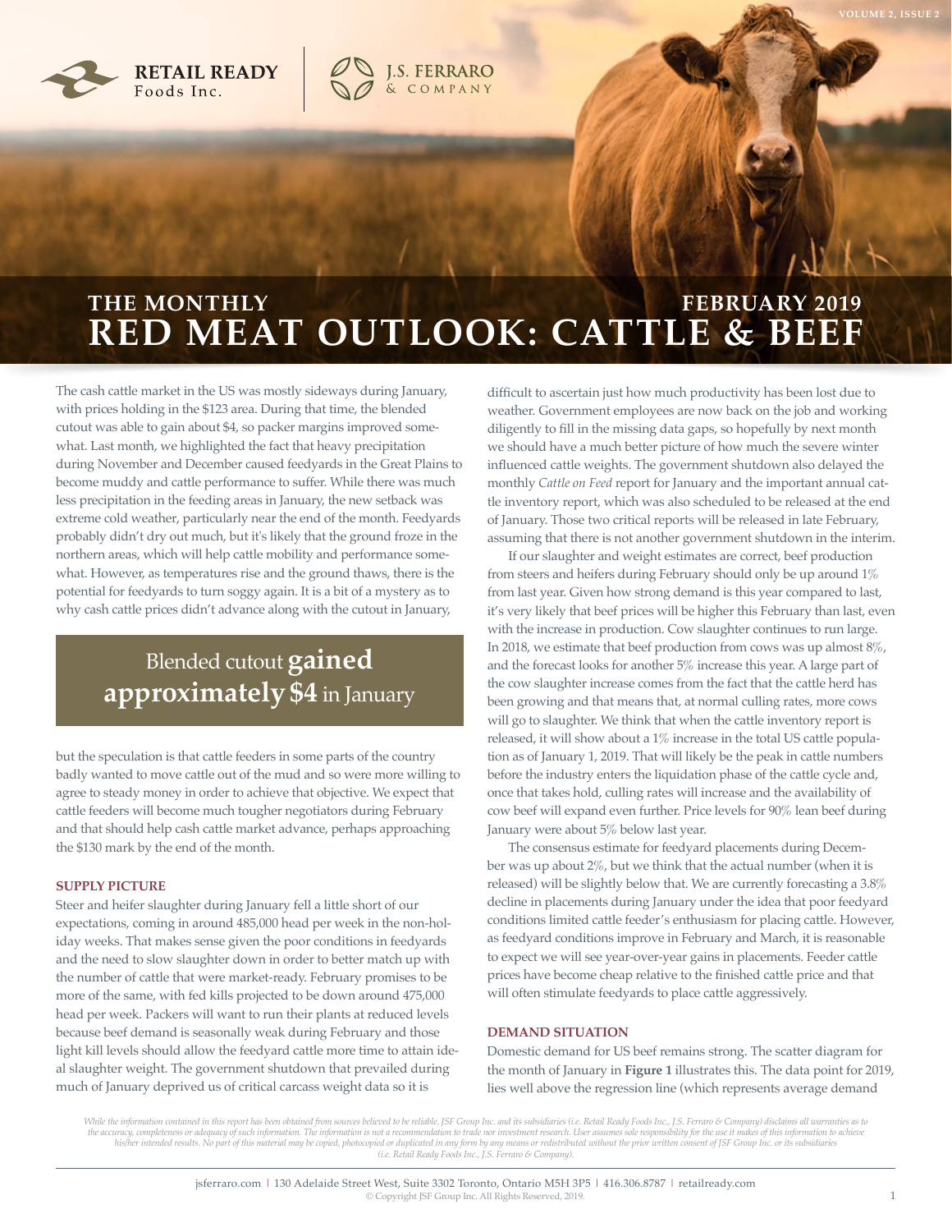RETAIL READY Foods Inc. | J.S. FERRARO & COMPANY

# THE MONTHLY RED MEAT OUTLOOK: CATTLE & BEEF

FEBRUARY 2019

The cash cattle market in the US was mostly sideways during January, with prices holding in the $123 area. During that time, the blended cutout was able to gain about $4, so packer margins improved somewhat. Last month, we highlighted the fact that heavy precipitation during November and December caused feedyards in the Great Plains to become muddy and cattle performance to suffer. While there was much less precipitation in the feeding areas in January, the new setback was extreme cold weather, particularly near the end of the month. Feedyards probably didn't dry out much, but it's likely that the ground froze in the northern areas, which will help cattle mobility and performance somewhat. However, as temperatures rise and the ground thaws, there is the potential for feedyards to turn soggy again. It is a bit of a mystery as to why cash cattle prices didn't advance along with the cutout in January, but the speculation is that cattle feeders in some parts of the country badly wanted to move cattle out of the mud and so were more willing to agree to steady money in order to achieve that objective. We expect that cattle feeders will become much tougher negotiators during February and that should help cash cattle market advance, perhaps approaching the $130 mark by the end of the month.

> Blended cutout **gained approximately $4** in January

## SUPPLY PICTURE

Steer and heifer slaughter during January fell a little short of our expectations, coming in around 485,000 head per week in the non-holiday weeks. That makes sense given the poor conditions in feedyards and the need to slow slaughter down in order to better match up with the number of cattle that were market-ready. February promises to be more of the same, with fed kills projected to be down around 475,000 head per week. Packers will want to run their plants at reduced levels because beef demand is seasonally weak during February and those light kill levels should allow the feedyard cattle more time to attain ideal slaughter weight. The government shutdown that prevailed during much of January deprived us of critical carcass weight data so it is difficult to ascertain just how much productivity has been lost due to weather. Government employees are now back on the job and working diligently to fill in the missing data gaps, so hopefully by next month we should have a much better picture of how much the severe winter influenced cattle weights. The government shutdown also delayed the monthly *Cattle on Feed* report for January and the important annual cattle inventory report, which was also scheduled to be released at the end of January. Those two critical reports will be released in late February, assuming that there is not another government shutdown in the interim.

If our slaughter and weight estimates are correct, beef production from steers and heifers during February should only be up around 1% from last year. Given how strong demand is this year compared to last, it's very likely that beef prices will be higher this February than last, even with the increase in production. Cow slaughter continues to run large. In 2018, we estimate that beef production from cows was up almost 8%, and the forecast looks for another 5% increase this year. A large part of the cow slaughter increase comes from the fact that the cattle herd has been growing and that means that, at normal culling rates, more cows will go to slaughter. We think that when the cattle inventory report is released, it will show about a 1% increase in the total US cattle population as of January 1, 2019. That will likely be the peak in cattle numbers before the industry enters the liquidation phase of the cattle cycle and, once that takes hold, culling rates will increase and the availability of cow beef will expand even further. Price levels for 90% lean beef during January were about 5% below last year.

The consensus estimate for feedyard placements during December was up about 2%, but we think that the actual number (when it is released) will be slightly below that. We are currently forecasting a 3.8% decline in placements during January under the idea that poor feedyard conditions limited cattle feeder's enthusiasm for placing cattle. However, as feedyard conditions improve in February and March, it is reasonable to expect we will see year-over-year gains in placements. Feeder cattle prices have become cheap relative to the finished cattle price and that will often stimulate feedyards to place cattle aggressively.

## DEMAND SITUATION

Domestic demand for US beef remains strong. The scatter diagram for the month of January in **Figure 1** illustrates this. The data point for 2019, lies well above the regression line (which represents average demand

*While the information contained in this report has been obtained from sources believed to be reliable, JSF Group Inc. and its subsidiaries (i.e. Retail Ready Foods Inc., J.S. Ferraro & Company) disclaims all warranties as to the accuracy, completeness or adequacy of such information. The information is not a recommendation to trade nor investment research. User assumes sole responsibility for the use it makes of this information to achieve his/her intended results. No part of this material may be copied, photocopied or duplicated in any form by any means or redistributed without the prior written consent of JSF Group Inc. or its subsidiaries (i.e. Retail Ready Foods Inc., J.S. Ferraro & Company).*

jsferraro.com | 130 Adelaide Street West, Suite 3302 Toronto, Ontario M5H 3P5 | 416.306.8787 | retailready.com

© Copyright JSF Group Inc. All Rights Reserved, 2019.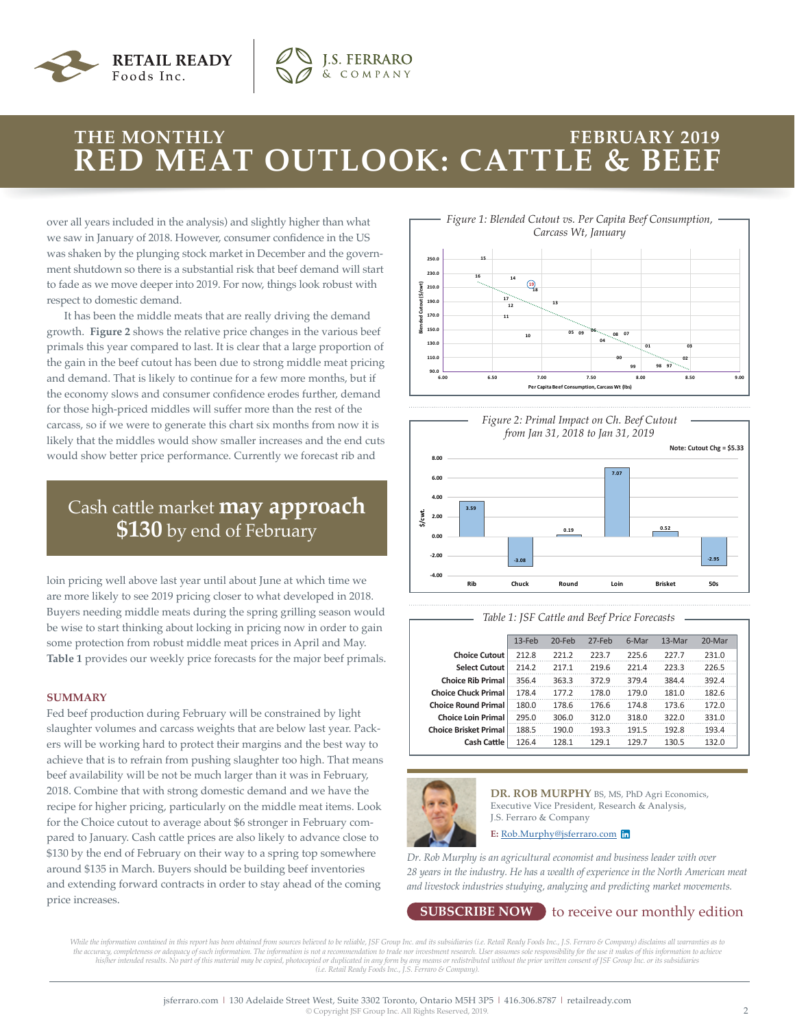# THE MONTHLY RED MEAT OUTLOOK: CATTLE & BEEF

FEBRUARY 2019

over all years included in the analysis) and slightly higher than what we saw in January of 2018. However, consumer confidence in the US was shaken by the plunging stock market in December and the government shutdown so there is a substantial risk that beef demand will start to fade as we move deeper into 2019. For now, things look robust with respect to domestic demand.

It has been the middle meats that are really driving the demand growth. **Figure 2** shows the relative price changes in the various beef primals this year compared to last. It is clear that a large proportion of the gain in the beef cutout has been due to strong middle meat pricing and demand. That is likely to continue for a few more months, but if the economy slows and consumer confidence erodes further, demand for those high-priced middles will suffer more than the rest of the carcass, so if we were to generate this chart six months from now it is likely that the middles would show smaller increases and the end cuts would show better price performance. Currently we forecast rib and loin pricing well above last year until about June at which time we are more likely to see 2019 pricing closer to what developed in 2018. Buyers needing middle meats during the spring grilling season would be wise to start thinking about locking in pricing now in order to gain some protection from robust middle meat prices in April and May. **Table 1** provides our weekly price forecasts for the major beef primals.

> Cash cattle market **may approach $130** by end of February

## SUMMARY

Fed beef production during February will be constrained by light slaughter volumes and carcass weights that are below last year. Packers will be working hard to protect their margins and the best way to achieve that is to refrain from pushing slaughter too high. That means beef availability will be not be much larger than it was in February, 2018. Combine that with strong domestic demand and we have the recipe for higher pricing, particularly on the middle meat items. Look for the Choice cutout to average about $6 stronger in February compared to January. Cash cattle prices are also likely to advance close to $130 by the end of February on their way to a spring top somewhere around $135 in March. Buyers should be building beef inventories and extending forward contracts in order to stay ahead of the coming price increases.

*Figure 1: Blended Cutout vs. Per Capita Beef Consumption, Carcass Wt, January*

Blended Cutout ($/cwt)
250.0
230.0
210.0
190.0
170.0
150.0
130.0
110.0
90.0
6.00 6.50 7.00 7.50 8.00 8.50 9.00
Per Capita Beef Consumption, Carcass Wt (lbs)
15 16 14 19 18 17 12 13 11 10 05 09 06 08 07 04 01 03 00 02 99 98 97

*Figure 2: Primal Impact on Ch. Beef Cutout from Jan 31, 2018 to Jan 31, 2019*

Note: Cutout Chg = $5.33

$/cwt.
8.00
6.00
4.00
2.00
0.00
-2.00
-4.00
Rib 3.59
Chuck -3.08
Round 0.19
Loin 7.07
Brisket 0.52
50s -2.95

*Table 1: JSF Cattle and Beef Price Forecasts*

| | 13-Feb | 20-Feb | 27-Feb | 6-Mar | 13-Mar | 20-Mar |
|---|---|---|---|---|---|---|
| Choice Cutout | 212.8 | 221.2 | 223.7 | 225.6 | 227.7 | 231.0 |
| Select Cutout | 214.2 | 217.1 | 219.6 | 221.4 | 223.3 | 226.5 |
| Choice Rib Primal | 356.4 | 363.3 | 372.9 | 379.4 | 384.4 | 392.4 |
| Choice Chuck Primal | 178.4 | 177.2 | 178.0 | 179.0 | 181.0 | 182.6 |
| Choice Round Primal | 180.0 | 178.6 | 176.6 | 174.8 | 173.6 | 172.0 |
| Choice Loin Primal | 295.0 | 306.0 | 312.0 | 318.0 | 322.0 | 331.0 |
| Choice Brisket Primal | 188.5 | 190.0 | 193.3 | 191.5 | 192.8 | 193.4 |
| Cash Cattle | 126.4 | 128.1 | 129.1 | 129.7 | 130.5 | 132.0 |

**DR. ROB MURPHY** BS, MS, PhD Agri Economics,
Executive Vice President, Research & Analysis,
J.S. Ferraro & Company

**E:** Rob.Murphy@jsferraro.com

*Dr. Rob Murphy is an agricultural economist and business leader with over 28 years in the industry. He has a wealth of experience in the North American meat and livestock industries studying, analyzing and predicting market movements.*

**SUBSCRIBE NOW** to receive our monthly edition

*While the information contained in this report has been obtained from sources believed to be reliable, JSF Group Inc. and its subsidiaries (i.e. Retail Ready Foods Inc., J.S. Ferraro & Company) disclaims all warranties as to the accuracy, completeness or adequacy of such information. The information is not a recommendation to trade nor investment research. User assumes sole responsibility for the use it makes of this information to achieve his/her intended results. No part of this material may be copied, photocopied or duplicated in any form by any means or redistributed without the prior written consent of JSF Group Inc. or its subsidiaries (i.e. Retail Ready Foods Inc., J.S. Ferraro & Company).*

jsferraro.com | 130 Adelaide Street West, Suite 3302 Toronto, Ontario M5H 3P5 | 416.306.8787 | retailready.com
© Copyright JSF Group Inc. All Rights Reserved, 2019.